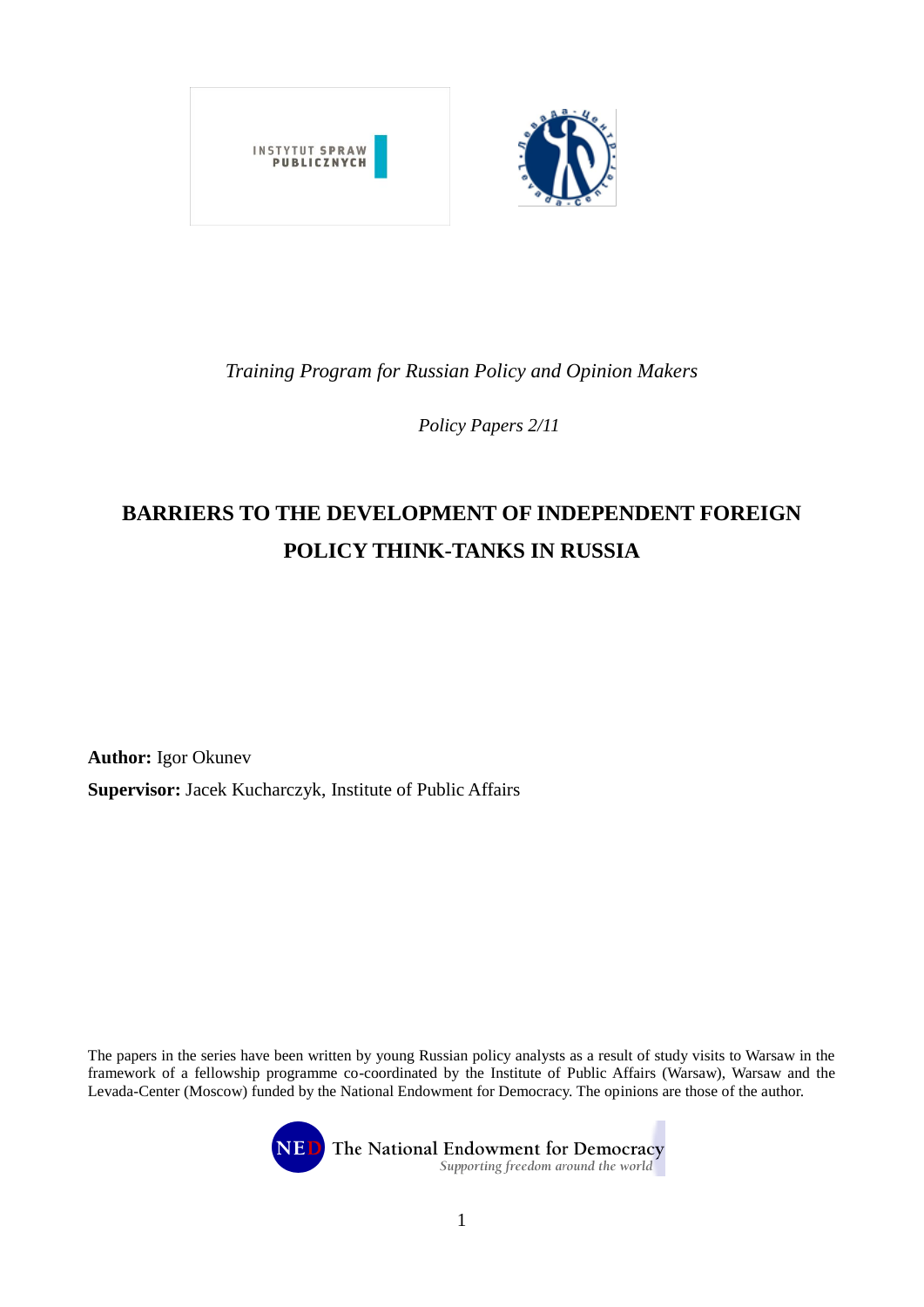*Training Program for Russian Policy and Opinion Makers*

*Policy Papers 2/11*

# BARRIERS TO THE DEVELOPMENT OF INDEPENDENT FOREIGN POLICY THINK-TANKS IN RUSSIA

**Author:** Igor Okunev

**Supervisor:** Jacek Kucharczyk, Institute of Public Affairs

The papers in the series have been written by young Russian policy analysts as a result of study visits to Warsaw in the framework of a fellowship programme co-coordinated by the Institute of Public Affairs (Warsaw), Warsaw and the Levada-Center (Moscow) funded by the National Endowment for Democracy. The opinions are those of the author.

The National Endowment for Democracy
*Supporting freedom around the world*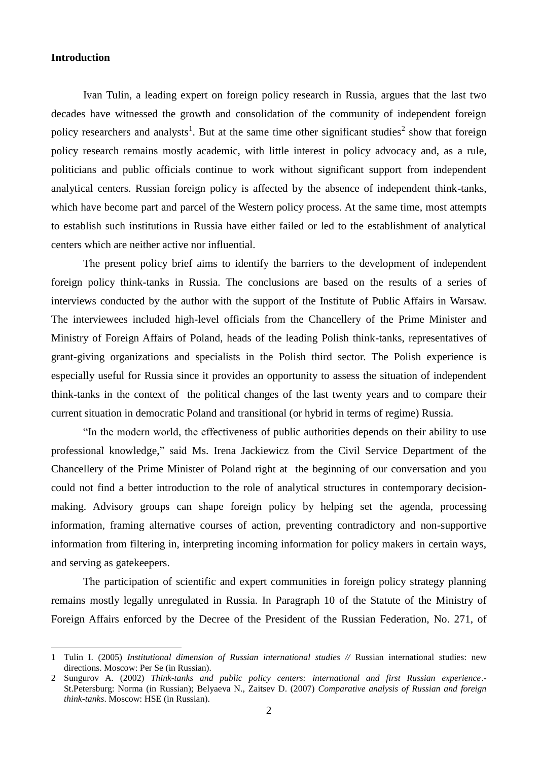**Introduction**

Ivan Tulin, a leading expert on foreign policy research in Russia, argues that the last two decades have witnessed the growth and consolidation of the community of independent foreign policy researchers and analysts[1]. But at the same time other significant studies[2] show that foreign policy research remains mostly academic, with little interest in policy advocacy and, as a rule, politicians and public officials continue to work without significant support from independent analytical centers. Russian foreign policy is affected by the absence of independent think-tanks, which have become part and parcel of the Western policy process. At the same time, most attempts to establish such institutions in Russia have either failed or led to the establishment of analytical centers which are neither active nor influential.

The present policy brief aims to identify the barriers to the development of independent foreign policy think-tanks in Russia. The conclusions are based on the results of a series of interviews conducted by the author with the support of the Institute of Public Affairs in Warsaw. The interviewees included high-level officials from the Chancellery of the Prime Minister and Ministry of Foreign Affairs of Poland, heads of the leading Polish think-tanks, representatives of grant-giving organizations and specialists in the Polish third sector. The Polish experience is especially useful for Russia since it provides an opportunity to assess the situation of independent think-tanks in the context of the political changes of the last twenty years and to compare their current situation in democratic Poland and transitional (or hybrid in terms of regime) Russia.

"In the modern world, the effectiveness of public authorities depends on their ability to use professional knowledge," said Ms. Irena Jackiewicz from the Civil Service Department of the Chancellery of the Prime Minister of Poland right at the beginning of our conversation and you could not find a better introduction to the role of analytical structures in contemporary decision-making. Advisory groups can shape foreign policy by helping set the agenda, processing information, framing alternative courses of action, preventing contradictory and non-supportive information from filtering in, interpreting incoming information for policy makers in certain ways, and serving as gatekeepers.

The participation of scientific and expert communities in foreign policy strategy planning remains mostly legally unregulated in Russia. In Paragraph 10 of the Statute of the Ministry of Foreign Affairs enforced by the Decree of the President of the Russian Federation, No. 271, of

---

1 Tulin I. (2005) *Institutional dimension of Russian international studies //* Russian international studies: new directions. Moscow: Per Se (in Russian).

2 Sungurov A. (2002) *Think-tanks and public policy centers: international and first Russian experience*.- St.Petersburg: Norma (in Russian); Belyaeva N., Zaitsev D. (2007) *Comparative analysis of Russian and foreign think-tanks*. Moscow: HSE (in Russian).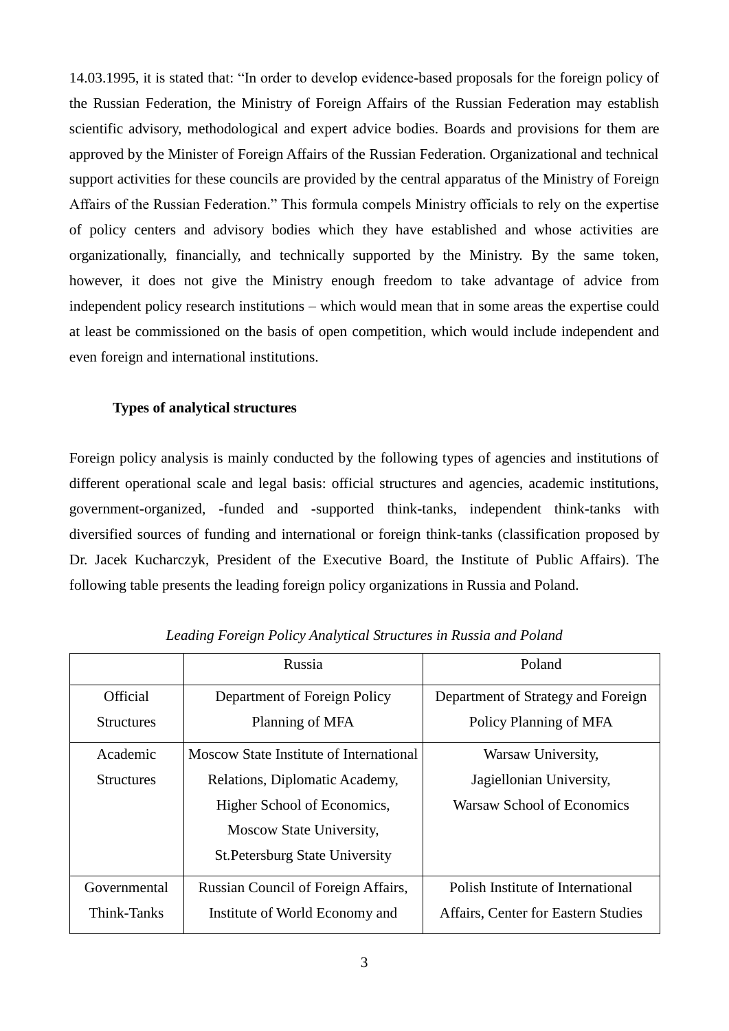14.03.1995, it is stated that: "In order to develop evidence-based proposals for the foreign policy of the Russian Federation, the Ministry of Foreign Affairs of the Russian Federation may establish scientific advisory, methodological and expert advice bodies. Boards and provisions for them are approved by the Minister of Foreign Affairs of the Russian Federation. Organizational and technical support activities for these councils are provided by the central apparatus of the Ministry of Foreign Affairs of the Russian Federation." This formula compels Ministry officials to rely on the expertise of policy centers and advisory bodies which they have established and whose activities are organizationally, financially, and technically supported by the Ministry. By the same token, however, it does not give the Ministry enough freedom to take advantage of advice from independent policy research institutions – which would mean that in some areas the expertise could at least be commissioned on the basis of open competition, which would include independent and even foreign and international institutions.

**Types of analytical structures**

Foreign policy analysis is mainly conducted by the following types of agencies and institutions of different operational scale and legal basis: official structures and agencies, academic institutions, government-organized, -funded and -supported think-tanks, independent think-tanks with diversified sources of funding and international or foreign think-tanks (classification proposed by Dr. Jacek Kucharczyk, President of the Executive Board, the Institute of Public Affairs). The following table presents the leading foreign policy organizations in Russia and Poland.

*Leading Foreign Policy Analytical Structures in Russia and Poland*

| | Russia | Poland |
|---|---|---|
| Official Structures | Department of Foreign Policy Planning of MFA | Department of Strategy and Foreign Policy Planning of MFA |
| Academic Structures | Moscow State Institute of International Relations, Diplomatic Academy, Higher School of Economics, Moscow State University, St.Petersburg State University | Warsaw University, Jagiellonian University, Warsaw School of Economics |
| Governmental Think-Tanks | Russian Council of Foreign Affairs, Institute of World Economy and | Polish Institute of International Affairs, Center for Eastern Studies |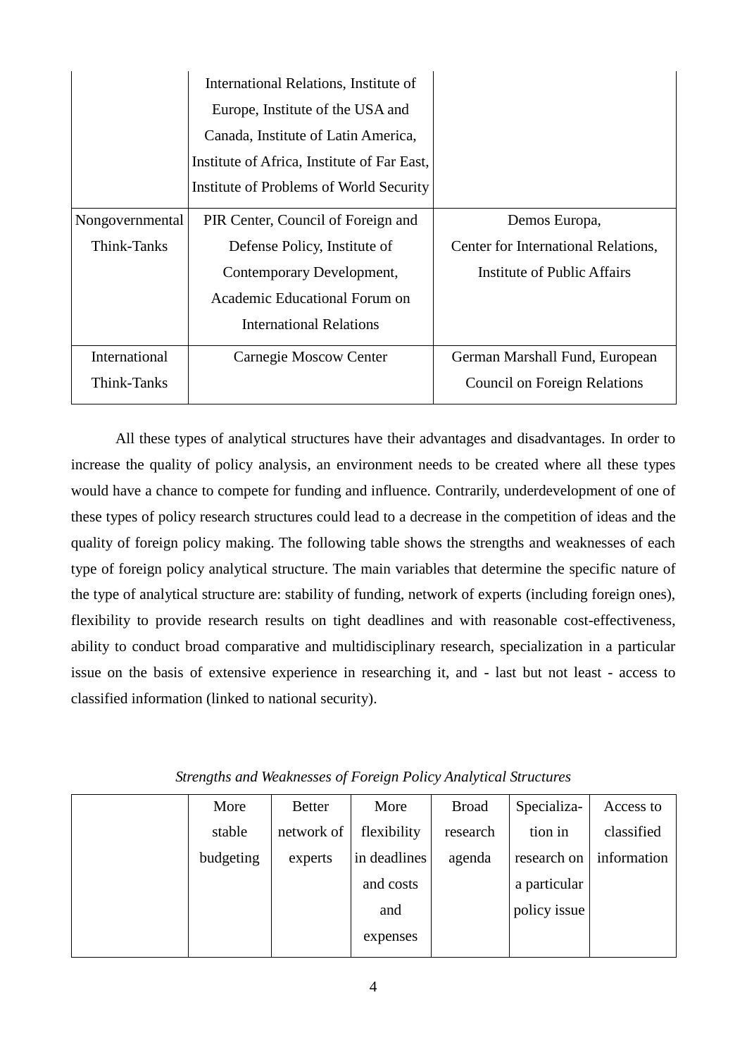| | International Relations, Institute of Europe, Institute of the USA and Canada, Institute of Latin America, Institute of Africa, Institute of Far East, Institute of Problems of World Security | |
|---|---|---|
| Nongovernmental Think-Tanks | PIR Center, Council of Foreign and Defense Policy, Institute of Contemporary Development, Academic Educational Forum on International Relations | Demos Europa, Center for International Relations, Institute of Public Affairs |
| International Think-Tanks | Carnegie Moscow Center | German Marshall Fund, European Council on Foreign Relations |

All these types of analytical structures have their advantages and disadvantages. In order to increase the quality of policy analysis, an environment needs to be created where all these types would have a chance to compete for funding and influence. Contrarily, underdevelopment of one of these types of policy research structures could lead to a decrease in the competition of ideas and the quality of foreign policy making. The following table shows the strengths and weaknesses of each type of foreign policy analytical structure. The main variables that determine the specific nature of the type of analytical structure are: stability of funding, network of experts (including foreign ones), flexibility to provide research results on tight deadlines and with reasonable cost-effectiveness, ability to conduct broad comparative and multidisciplinary research, specialization in a particular issue on the basis of extensive experience in researching it, and - last but not least - access to classified information (linked to national security).

*Strengths and Weaknesses of Foreign Policy Analytical Structures*

| | More stable budgeting | Better network of experts | More flexibility in deadlines and costs and expenses | Broad research agenda | Specialization in research on a particular policy issue | Access to classified information |
|---|---|---|---|---|---|---|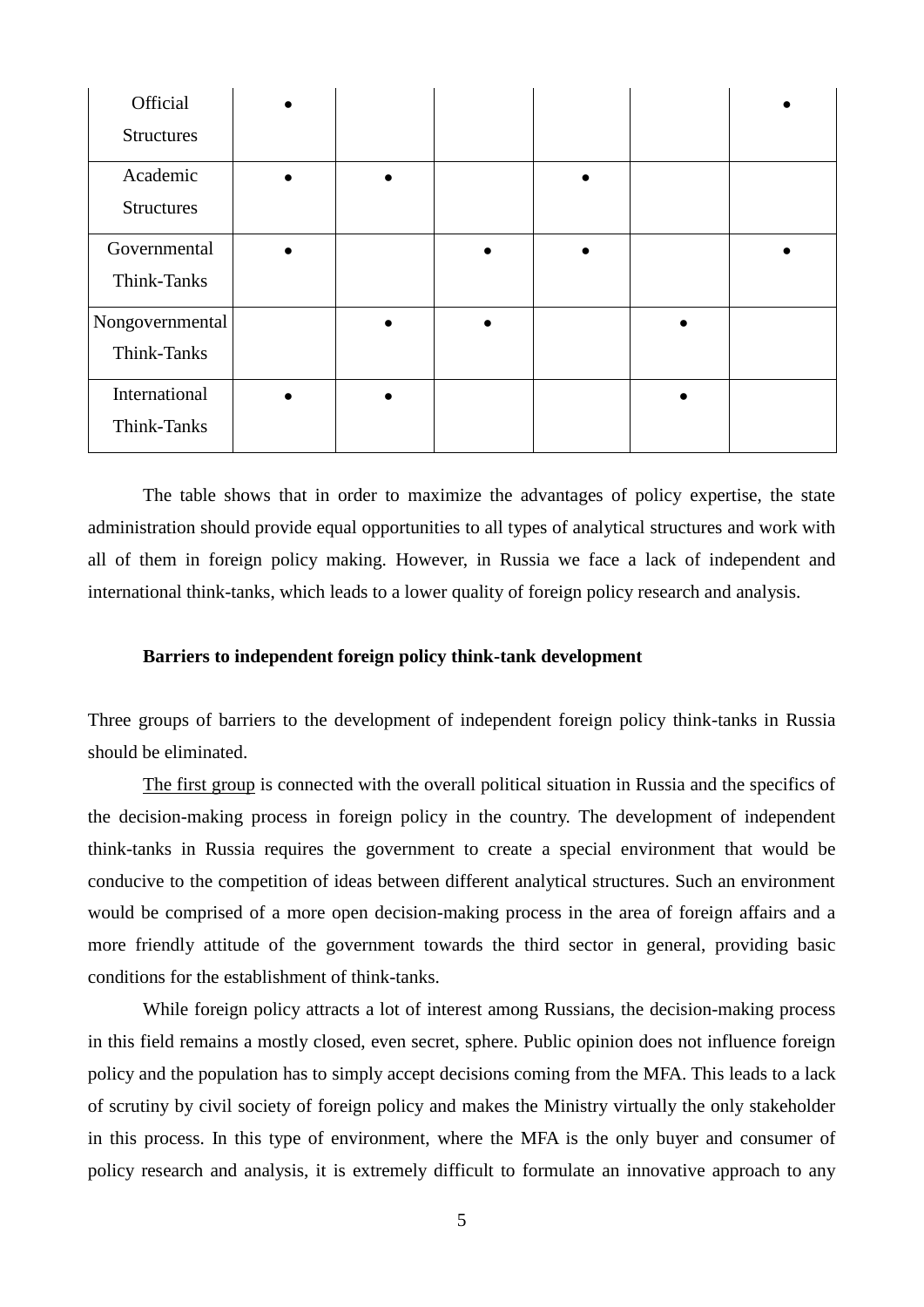| | | | | | | |
|---|---|---|---|---|---|---|
| Official Structures | ● | | | | | ● |
| Academic Structures | ● | ● | | ● | | |
| Governmental Think-Tanks | ● | | ● | ● | | ● |
| Nongovernmental Think-Tanks | | ● | ● | | ● | |
| International Think-Tanks | ● | ● | | | ● | |

The table shows that in order to maximize the advantages of policy expertise, the state administration should provide equal opportunities to all types of analytical structures and work with all of them in foreign policy making. However, in Russia we face a lack of independent and international think-tanks, which leads to a lower quality of foreign policy research and analysis.

**Barriers to independent foreign policy think-tank development**

Three groups of barriers to the development of independent foreign policy think-tanks in Russia should be eliminated.

The first group is connected with the overall political situation in Russia and the specifics of the decision-making process in foreign policy in the country. The development of independent think-tanks in Russia requires the government to create a special environment that would be conducive to the competition of ideas between different analytical structures. Such an environment would be comprised of a more open decision-making process in the area of foreign affairs and a more friendly attitude of the government towards the third sector in general, providing basic conditions for the establishment of think-tanks.

While foreign policy attracts a lot of interest among Russians, the decision-making process in this field remains a mostly closed, even secret, sphere. Public opinion does not influence foreign policy and the population has to simply accept decisions coming from the MFA. This leads to a lack of scrutiny by civil society of foreign policy and makes the Ministry virtually the only stakeholder in this process. In this type of environment, where the MFA is the only buyer and consumer of policy research and analysis, it is extremely difficult to formulate an innovative approach to any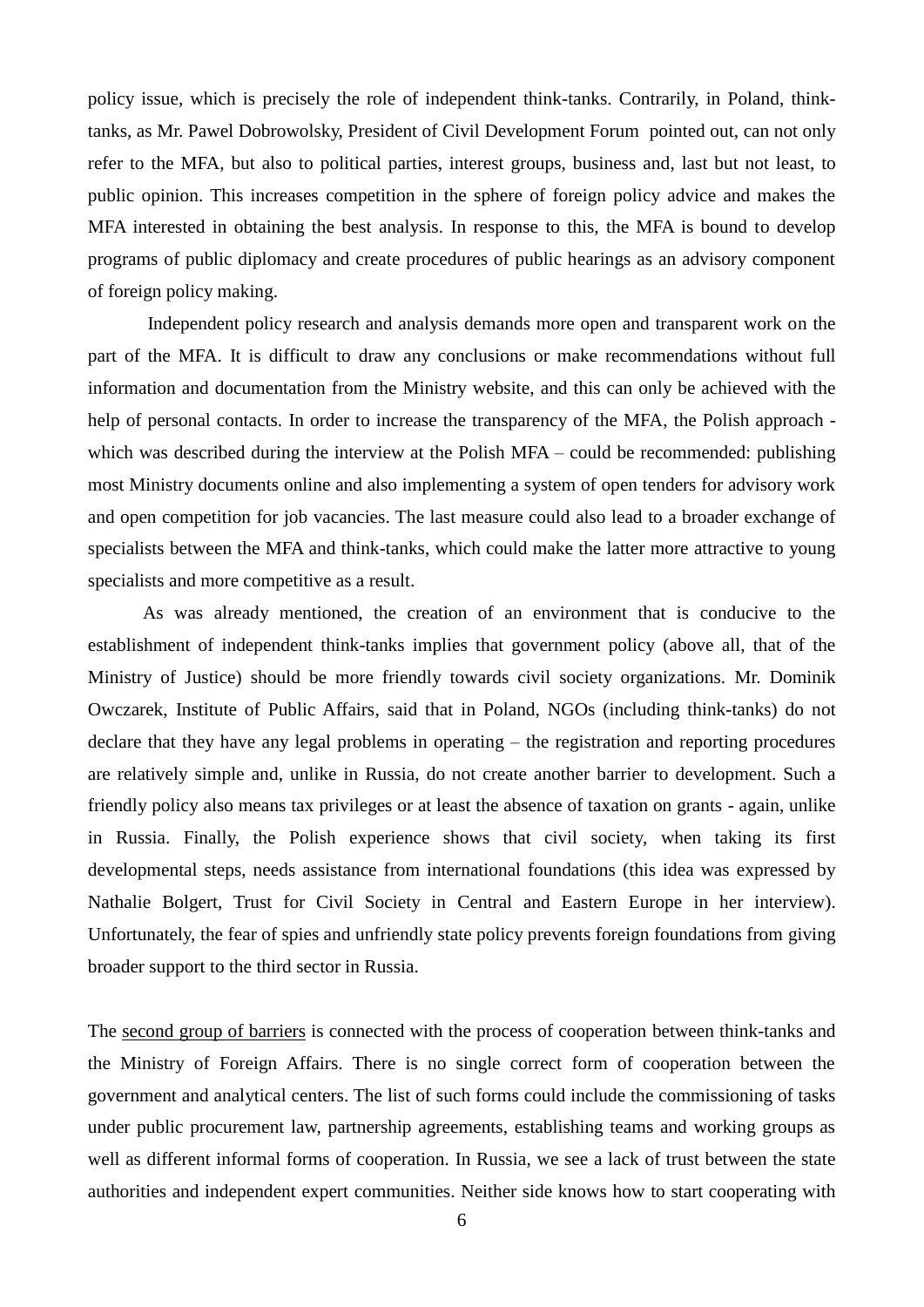policy issue, which is precisely the role of independent think-tanks. Contrarily, in Poland, think-tanks, as Mr. Pawel Dobrowolsky, President of Civil Development Forum pointed out, can not only refer to the MFA, but also to political parties, interest groups, business and, last but not least, to public opinion. This increases competition in the sphere of foreign policy advice and makes the MFA interested in obtaining the best analysis. In response to this, the MFA is bound to develop programs of public diplomacy and create procedures of public hearings as an advisory component of foreign policy making.

Independent policy research and analysis demands more open and transparent work on the part of the MFA. It is difficult to draw any conclusions or make recommendations without full information and documentation from the Ministry website, and this can only be achieved with the help of personal contacts. In order to increase the transparency of the MFA, the Polish approach - which was described during the interview at the Polish MFA – could be recommended: publishing most Ministry documents online and also implementing a system of open tenders for advisory work and open competition for job vacancies. The last measure could also lead to a broader exchange of specialists between the MFA and think-tanks, which could make the latter more attractive to young specialists and more competitive as a result.

As was already mentioned, the creation of an environment that is conducive to the establishment of independent think-tanks implies that government policy (above all, that of the Ministry of Justice) should be more friendly towards civil society organizations. Mr. Dominik Owczarek, Institute of Public Affairs, said that in Poland, NGOs (including think-tanks) do not declare that they have any legal problems in operating – the registration and reporting procedures are relatively simple and, unlike in Russia, do not create another barrier to development. Such a friendly policy also means tax privileges or at least the absence of taxation on grants - again, unlike in Russia. Finally, the Polish experience shows that civil society, when taking its first developmental steps, needs assistance from international foundations (this idea was expressed by Nathalie Bolgert, Trust for Civil Society in Central and Eastern Europe in her interview). Unfortunately, the fear of spies and unfriendly state policy prevents foreign foundations from giving broader support to the third sector in Russia.

The second group of barriers is connected with the process of cooperation between think-tanks and the Ministry of Foreign Affairs. There is no single correct form of cooperation between the government and analytical centers. The list of such forms could include the commissioning of tasks under public procurement law, partnership agreements, establishing teams and working groups as well as different informal forms of cooperation. In Russia, we see a lack of trust between the state authorities and independent expert communities. Neither side knows how to start cooperating with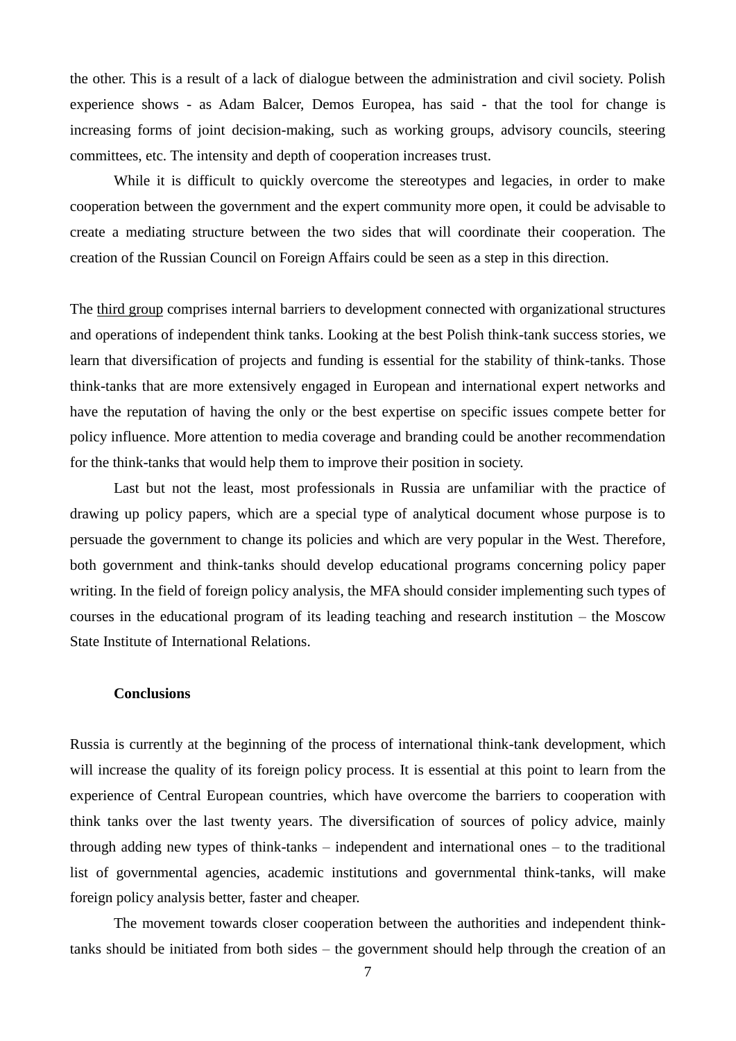the other. This is a result of a lack of dialogue between the administration and civil society. Polish experience shows - as Adam Balcer, Demos Europea, has said - that the tool for change is increasing forms of joint decision-making, such as working groups, advisory councils, steering committees, etc. The intensity and depth of cooperation increases trust.

While it is difficult to quickly overcome the stereotypes and legacies, in order to make cooperation between the government and the expert community more open, it could be advisable to create a mediating structure between the two sides that will coordinate their cooperation. The creation of the Russian Council on Foreign Affairs could be seen as a step in this direction.

The third group comprises internal barriers to development connected with organizational structures and operations of independent think tanks. Looking at the best Polish think-tank success stories, we learn that diversification of projects and funding is essential for the stability of think-tanks. Those think-tanks that are more extensively engaged in European and international expert networks and have the reputation of having the only or the best expertise on specific issues compete better for policy influence. More attention to media coverage and branding could be another recommendation for the think-tanks that would help them to improve their position in society.

Last but not the least, most professionals in Russia are unfamiliar with the practice of drawing up policy papers, which are a special type of analytical document whose purpose is to persuade the government to change its policies and which are very popular in the West. Therefore, both government and think-tanks should develop educational programs concerning policy paper writing. In the field of foreign policy analysis, the MFA should consider implementing such types of courses in the educational program of its leading teaching and research institution – the Moscow State Institute of International Relations.

## Conclusions

Russia is currently at the beginning of the process of international think-tank development, which will increase the quality of its foreign policy process. It is essential at this point to learn from the experience of Central European countries, which have overcome the barriers to cooperation with think tanks over the last twenty years. The diversification of sources of policy advice, mainly through adding new types of think-tanks – independent and international ones – to the traditional list of governmental agencies, academic institutions and governmental think-tanks, will make foreign policy analysis better, faster and cheaper.

The movement towards closer cooperation between the authorities and independent think-tanks should be initiated from both sides – the government should help through the creation of an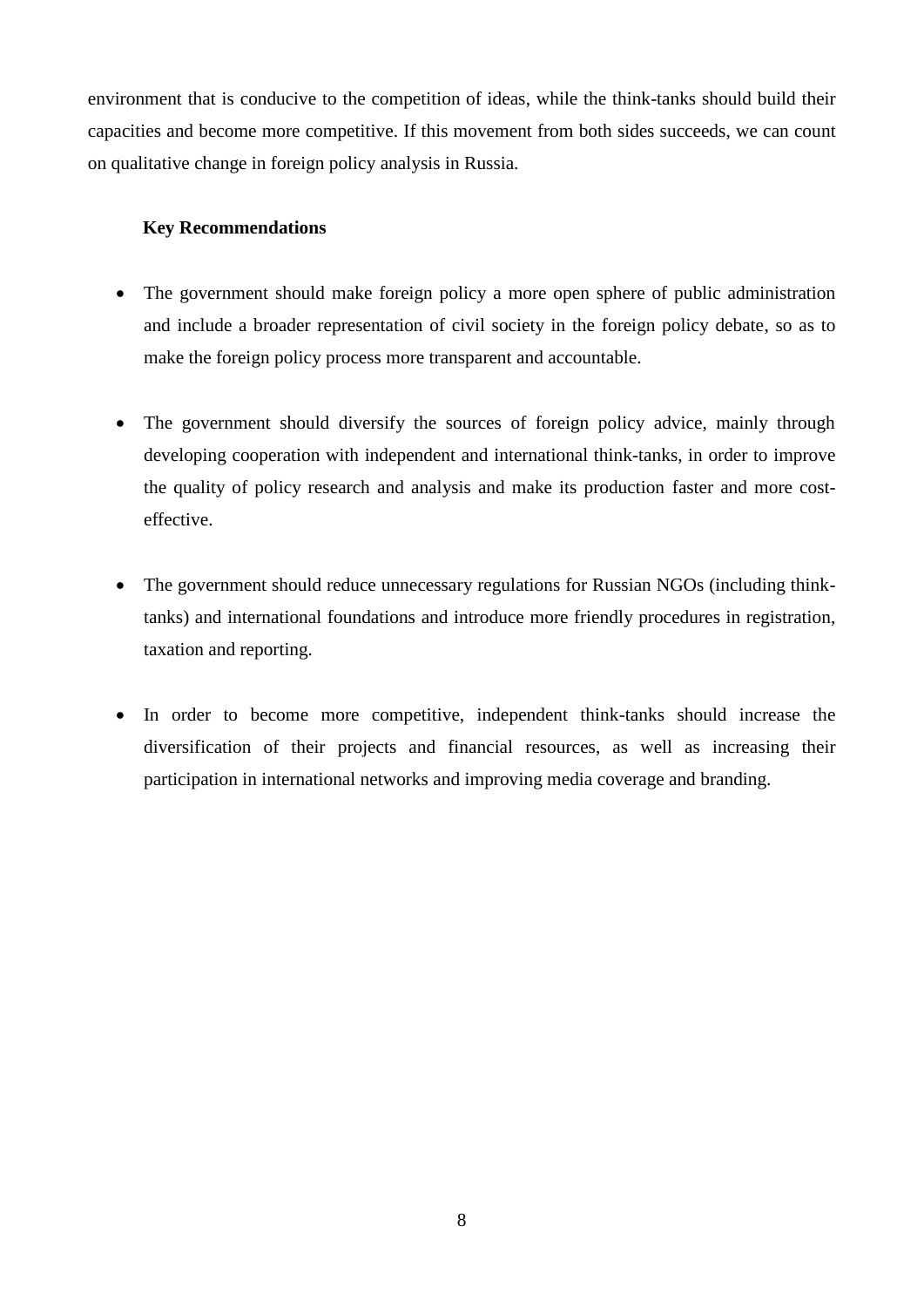environment that is conducive to the competition of ideas, while the think-tanks should build their capacities and become more competitive. If this movement from both sides succeeds, we can count on qualitative change in foreign policy analysis in Russia.

**Key Recommendations**

- The government should make foreign policy a more open sphere of public administration and include a broader representation of civil society in the foreign policy debate, so as to make the foreign policy process more transparent and accountable.

- The government should diversify the sources of foreign policy advice, mainly through developing cooperation with independent and international think-tanks, in order to improve the quality of policy research and analysis and make its production faster and more cost-effective.

- The government should reduce unnecessary regulations for Russian NGOs (including think-tanks) and international foundations and introduce more friendly procedures in registration, taxation and reporting.

- In order to become more competitive, independent think-tanks should increase the diversification of their projects and financial resources, as well as increasing their participation in international networks and improving media coverage and branding.